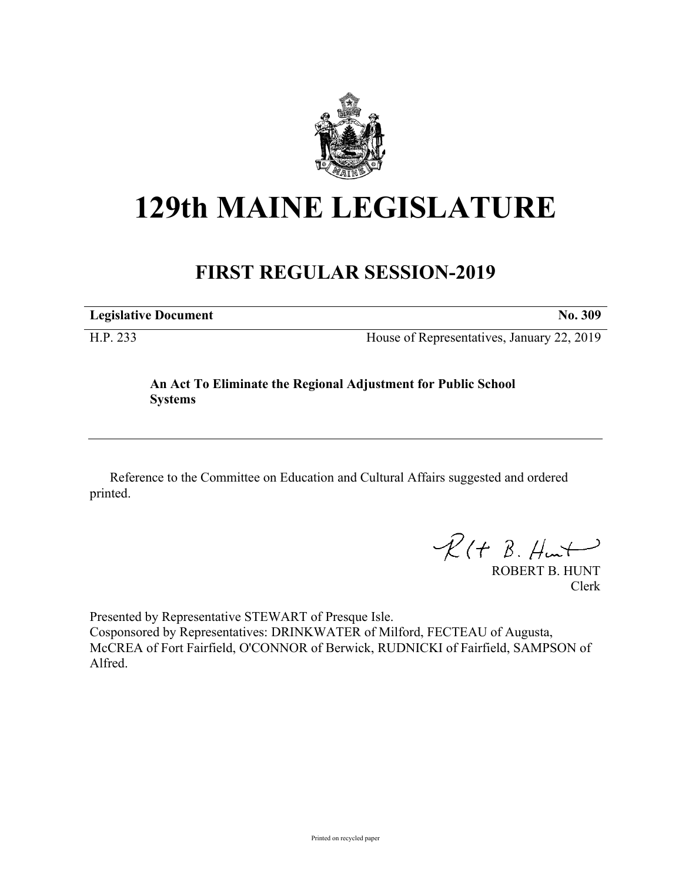# 129th MAINE LEGISLATURE

## FIRST REGULAR SESSION-2019

| **Legislative Document** | **No. 309** |
| --- | --- |
| H.P. 233 | House of Representatives, January 22, 2019 |

**An Act To Eliminate the Regional Adjustment for Public School Systems**

---

Reference to the Committee on Education and Cultural Affairs suggested and ordered printed.

ROBERT B. HUNT
Clerk

Presented by Representative STEWART of Presque Isle.
Cosponsored by Representatives: DRINKWATER of Milford, FECTEAU of Augusta, McCREA of Fort Fairfield, O'CONNOR of Berwick, RUDNICKI of Fairfield, SAMPSON of Alfred.

Printed on recycled paper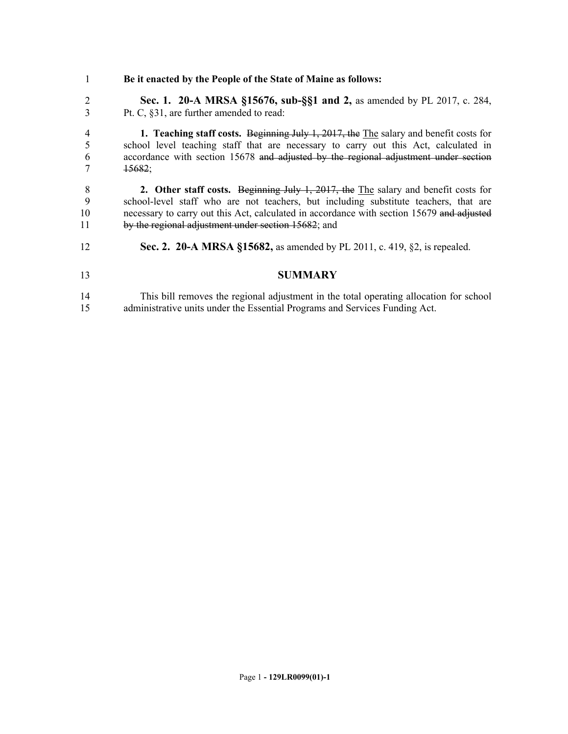**Be it enacted by the People of the State of Maine as follows:**

**Sec. 1. 20-A MRSA §15676, sub-§§1 and 2,** as amended by PL 2017, c. 284, Pt. C, §31, are further amended to read:

**1. Teaching staff costs.** ~~Beginning July 1, 2017, the~~ The salary and benefit costs for school level teaching staff that are necessary to carry out this Act, calculated in accordance with section 15678 ~~and adjusted by the regional adjustment under section 15682~~;

**2. Other staff costs.** ~~Beginning July 1, 2017, the~~ The salary and benefit costs for school-level staff who are not teachers, but including substitute teachers, that are necessary to carry out this Act, calculated in accordance with section 15679 ~~and adjusted by the regional adjustment under section 15682~~; and

**Sec. 2. 20-A MRSA §15682,** as amended by PL 2011, c. 419, §2, is repealed.

## SUMMARY

This bill removes the regional adjustment in the total operating allocation for school administrative units under the Essential Programs and Services Funding Act.